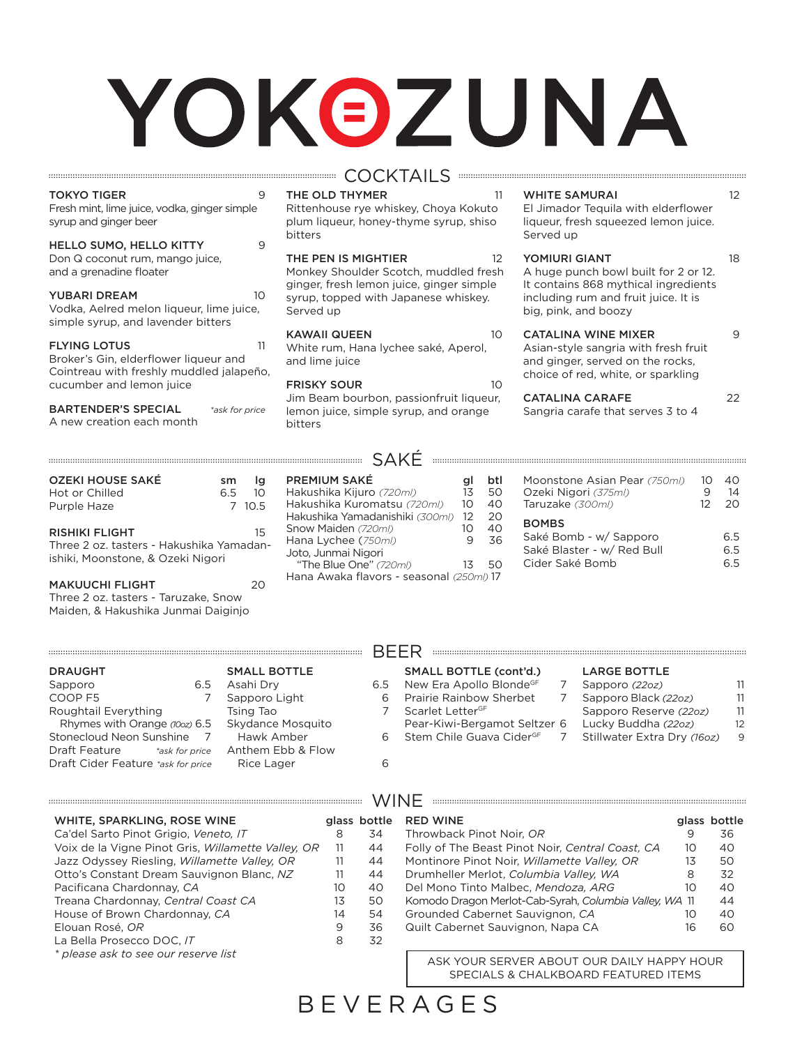# YOKOZUNA

## COCKTAILS

**TOKYO TIGER** 9
Fresh mint, lime juice, vodka, ginger simple syrup and ginger beer

**HELLO SUMO, HELLO KITTY** 9
Don Q coconut rum, mango juice, and a grenadine floater

**YUBARI DREAM** 10
Vodka, Aelred melon liqueur, lime juice, simple syrup, and lavender bitters

**FLYING LOTUS** 11
Broker's Gin, elderflower liqueur and Cointreau with freshly muddled jalapeño, cucumber and lemon juice

**BARTENDER'S SPECIAL** *\*ask for price*
A new creation each month

**THE OLD THYMER** 11
Rittenhouse rye whiskey, Choya Kokuto plum liqueur, honey-thyme syrup, shiso bitters

**THE PEN IS MIGHTIER** 12
Monkey Shoulder Scotch, muddled fresh ginger, fresh lemon juice, ginger simple syrup, topped with Japanese whiskey. Served up

**KAWAII QUEEN** 10
White rum, Hana lychee saké, Aperol, and lime juice

**FRISKY SOUR** 10
Jim Beam bourbon, passionfruit liqueur, lemon juice, simple syrup, and orange bitters

**WHITE SAMURAI** 12
El Jimador Tequila with elderflower liqueur, fresh squeezed lemon juice. Served up

**YOMIURI GIANT** 18
A huge punch bowl built for 2 or 12. It contains 868 mythical ingredients including rum and fruit juice. It is big, pink, and boozy

**CATALINA WINE MIXER** 9
Asian-style sangria with fresh fruit and ginger, served on the rocks, choice of red, white, or sparkling

**CATALINA CARAFE** 22
Sangria carafe that serves 3 to 4

## SAKÉ

| OZEKI HOUSE SAKÉ | sm | lg |
|---|---|---|
| Hot or Chilled | 6.5 | 10 |
| Purple Haze | 7 | 10.5 |

**RISHIKI FLIGHT** 15
Three 2 oz. tasters - Hakushika Yamadanishiki, Moonstone, & Ozeki Nigori

**MAKUUCHI FLIGHT** 20
Three 2 oz. tasters - Taruzake, Snow Maiden, & Hakushika Junmai Daiginjo

| PREMIUM SAKÉ | gl | btl |
|---|---|---|
| Hakushika Kijuro *(720ml)* | 13 | 50 |
| Hakushika Kuromatsu *(720ml)* | 10 | 40 |
| Hakushika Yamadanishiki *(300ml)* | 12 | 20 |
| Snow Maiden *(720ml)* | 10 | 40 |
| Hana Lychee *(750ml)* | 9 | 36 |
| Joto, Junmai Nigori "The Blue One" *(720ml)* | 13 | 50 |
| Hana Awaka flavors - seasonal *(250ml)* | | 17 |
| Moonstone Asian Pear *(750ml)* | 10 | 40 |
| Ozeki Nigori *(375ml)* | 9 | 14 |
| Taruzake *(300ml)* | 12 | 20 |

| BOMBS | |
|---|---|
| Saké Bomb - w/ Sapporo | 6.5 |
| Saké Blaster - w/ Red Bull | 6.5 |
| Cider Saké Bomb | 6.5 |

## BEER

| DRAUGHT | |
|---|---|
| Sapporo | 6.5 |
| COOP F5 | 7 |
| Roughtail Everything Rhymes with Orange *(10oz)* | 6.5 |
| Stonecloud Neon Sunshine | 7 |
| Draft Feature | *\*ask for price* |
| Draft Cider Feature | *\*ask for price* |

| SMALL BOTTLE | |
|---|---|
| Asahi Dry | 6.5 |
| Sapporo Light | 6 |
| Tsing Tao | 7 |
| Skydance Mosquito Hawk Amber | 6 |
| Anthem Ebb & Flow Rice Lager | 6 |
| New Era Apollo Blonde[GF] | 7 |
| Prairie Rainbow Sherbet | 7 |
| Scarlet Letter[GF] | |
| Pear-Kiwi-Bergamot Seltzer | 6 |
| Stem Chile Guava Cider[GF] | 7 |

| LARGE BOTTLE | |
|---|---|
| Sapporo *(22oz)* | 11 |
| Sapporo Black *(22oz)* | 11 |
| Sapporo Reserve *(22oz)* | 11 |
| Lucky Buddha *(22oz)* | 12 |
| Stillwater Extra Dry *(16oz)* | 9 |

## WINE

| WHITE, SPARKLING, ROSE WINE | glass | bottle |
|---|---|---|
| Ca'del Sarto Pinot Grigio, *Veneto, IT* | 8 | 34 |
| Voix de la Vigne Pinot Gris, *Willamette Valley, OR* | 11 | 44 |
| Jazz Odyssey Riesling, *Willamette Valley, OR* | 11 | 44 |
| Otto's Constant Dream Sauvignon Blanc, *NZ* | 11 | 44 |
| Pacificana Chardonnay, *CA* | 10 | 40 |
| Treana Chardonnay, *Central Coast CA* | 13 | 50 |
| House of Brown Chardonnay, *CA* | 14 | 54 |
| Elouan Rosé, *OR* | 9 | 36 |
| La Bella Prosecco DOC, *IT* | 8 | 32 |

*\* please ask to see our reserve list*

| RED WINE | glass | bottle |
|---|---|---|
| Throwback Pinot Noir, *OR* | 9 | 36 |
| Folly of The Beast Pinot Noir, *Central Coast, CA* | 10 | 40 |
| Montinore Pinot Noir, *Willamette Valley, OR* | 13 | 50 |
| Drumheller Merlot, *Columbia Valley, WA* | 8 | 32 |
| Del Mono Tinto Malbec, *Mendoza, ARG* | 10 | 40 |
| Komodo Dragon Merlot-Cab-Syrah, *Columbia Valley, WA* | 11 | 44 |
| Grounded Cabernet Sauvignon, *CA* | 10 | 40 |
| Quilt Cabernet Sauvignon, Napa CA | 16 | 60 |

ASK YOUR SERVER ABOUT OUR DAILY HAPPY HOUR SPECIALS & CHALKBOARD FEATURED ITEMS

# BEVERAGES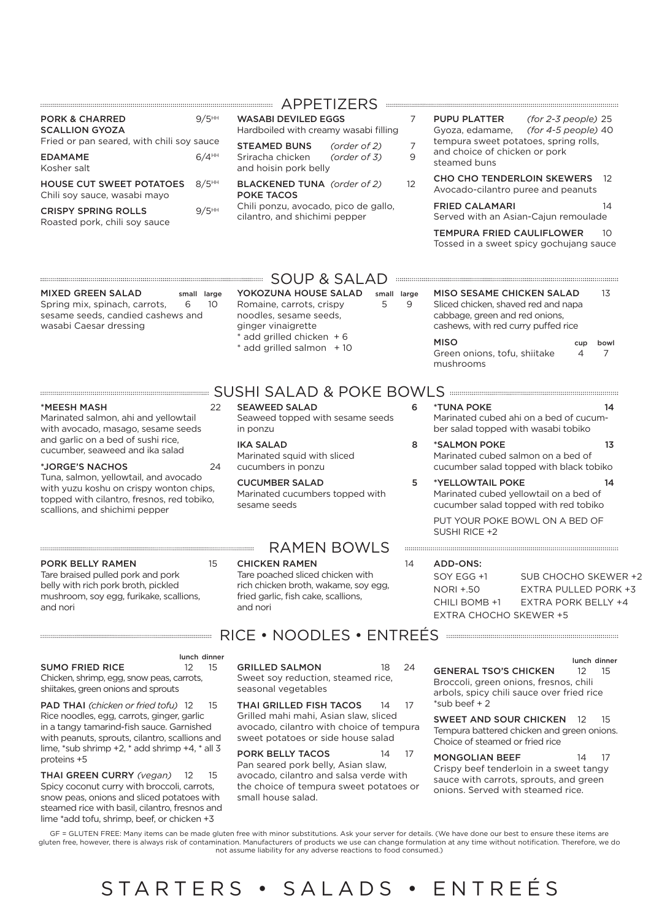## APPETIZERS

**PORK & CHARRED SCALLION GYOZA** 9/5HH
Fried or pan seared, with chili soy sauce

**EDAMAME** 6/4HH
Kosher salt

**HOUSE CUT SWEET POTATOES** 8/5HH
Chili soy sauce, wasabi mayo

**CRISPY SPRING ROLLS** 9/5HH
Roasted pork, chili soy sauce

**WASABI DEVILED EGGS** 7
Hardboiled with creamy wasabi filling

**STEAMED BUNS** *(order of 2)* 7 *(order of 3)* 9
Sriracha chicken and hoisin pork belly

**BLACKENED TUNA POKE TACOS** *(order of 2)* 12
Chili ponzu, avocado, pico de gallo, cilantro, and shichimi pepper

**PUPU PLATTER** *(for 2-3 people)* 25 *(for 4-5 people)* 40
Gyoza, edamame, tempura sweet potatoes, spring rolls, and choice of chicken or pork steamed buns

**CHO CHO TENDERLOIN SKEWERS** 12
Avocado-cilantro puree and peanuts

**FRIED CALAMARI** 14
Served with an Asian-Cajun remoulade

**TEMPURA FRIED CAULIFLOWER** 10
Tossed in a sweet spicy gochujang sauce

## SOUP & SALAD

**MIXED GREEN SALAD** small 6 large 10
Spring mix, spinach, carrots, sesame seeds, candied cashews and wasabi Caesar dressing

**YOKOZUNA HOUSE SALAD** small 5 large 9
Romaine, carrots, crispy noodles, sesame seeds, ginger vinaigrette
* add grilled chicken + 6
* add grilled salmon + 10

**MISO SESAME CHICKEN SALAD** 13
Sliced chicken, shaved red and napa cabbage, green and red onions, cashews, with red curry puffed rice

**MISO** cup 4 bowl 7
Green onions, tofu, shiitake mushrooms

## SUSHI SALAD & POKE BOWLS

**\*MEESH MASH** 22
Marinated salmon, ahi and yellowtail with avocado, masago, sesame seeds and garlic on a bed of sushi rice, cucumber, seaweed and ika salad

**\*JORGE'S NACHOS** 24
Tuna, salmon, yellowtail, and avocado with yuzu koshu on crispy wonton chips, topped with cilantro, fresnos, red tobiko, scallions, and shichimi pepper

**SEAWEED SALAD** 6
Seaweed topped with sesame seeds in ponzu

**IKA SALAD** 8
Marinated squid with sliced cucumbers in ponzu

**CUCUMBER SALAD** 5
Marinated cucumbers topped with sesame seeds

**\*TUNA POKE** 14
Marinated cubed ahi on a bed of cucumber salad topped with wasabi tobiko

**\*SALMON POKE** 13
Marinated cubed salmon on a bed of cucumber salad topped with black tobiko

**\*YELLOWTAIL POKE** 14
Marinated cubed yellowtail on a bed of cucumber salad topped with red tobiko

PUT YOUR POKE BOWL ON A BED OF SUSHI RICE +2

## RAMEN BOWLS

**PORK BELLY RAMEN** 15
Tare braised pulled pork and pork belly with rich pork broth, pickled mushroom, soy egg, furikake, scallions, and nori

**CHICKEN RAMEN** 14
Tare poached sliced chicken with rich chicken broth, wakame, soy egg, fried garlic, fish cake, scallions, and nori

**ADD-ONS:**
SOY EGG +1
NORI +.50
CHILI BOMB +1
EXTRA CHOCHO SKEWER +5
SUB CHOCHO SKEWER +2
EXTRA PULLED PORK +3
EXTRA PORK BELLY +4

## RICE • NOODLES • ENTREÉS

**SUMO FRIED RICE** lunch 12 dinner 15
Chicken, shrimp, egg, snow peas, carrots, shiitakes, green onions and sprouts

**PAD THAI** *(chicken or fried tofu)* 12 15
Rice noodles, egg, carrots, ginger, garlic in a tangy tamarind-fish sauce. Garnished with peanuts, sprouts, cilantro, scallions and lime, *sub shrimp +2, * add shrimp +4, * all 3 proteins +5

**THAI GREEN CURRY** *(vegan)* 12 15
Spicy coconut curry with broccoli, carrots, snow peas, onions and sliced potatoes with steamed rice with basil, cilantro, fresnos and lime *add tofu, shrimp, beef, or chicken +3

**GRILLED SALMON** 18 24
Sweet soy reduction, steamed rice, seasonal vegetables

**THAI GRILLED FISH TACOS** 14 17
Grilled mahi mahi, Asian slaw, sliced avocado, cilantro with choice of tempura sweet potatoes or side house salad

**PORK BELLY TACOS** 14 17
Pan seared pork belly, Asian slaw, avocado, cilantro and salsa verde with the choice of tempura sweet potatoes or small house salad.

**GENERAL TSO'S CHICKEN** lunch 12 dinner 15
Broccoli, green onions, fresnos, chili arbols, spicy chili sauce over fried rice *sub beef + 2

**SWEET AND SOUR CHICKEN** 12 15
Tempura battered chicken and green onions. Choice of steamed or fried rice

**MONGOLIAN BEEF** 14 17
Crispy beef tenderloin in a sweet tangy sauce with carrots, sprouts, and green onions. Served with steamed rice.

GF = GLUTEN FREE: Many items can be made gluten free with minor substitutions. Ask your server for details. (We have done our best to ensure these items are gluten free, however, there is always risk of contamination. Manufacturers of products we use can change formulation at any time without notification. Therefore, we do not assume liability for any adverse reactions to food consumed.)

# STARTERS • SALADS • ENTREÉS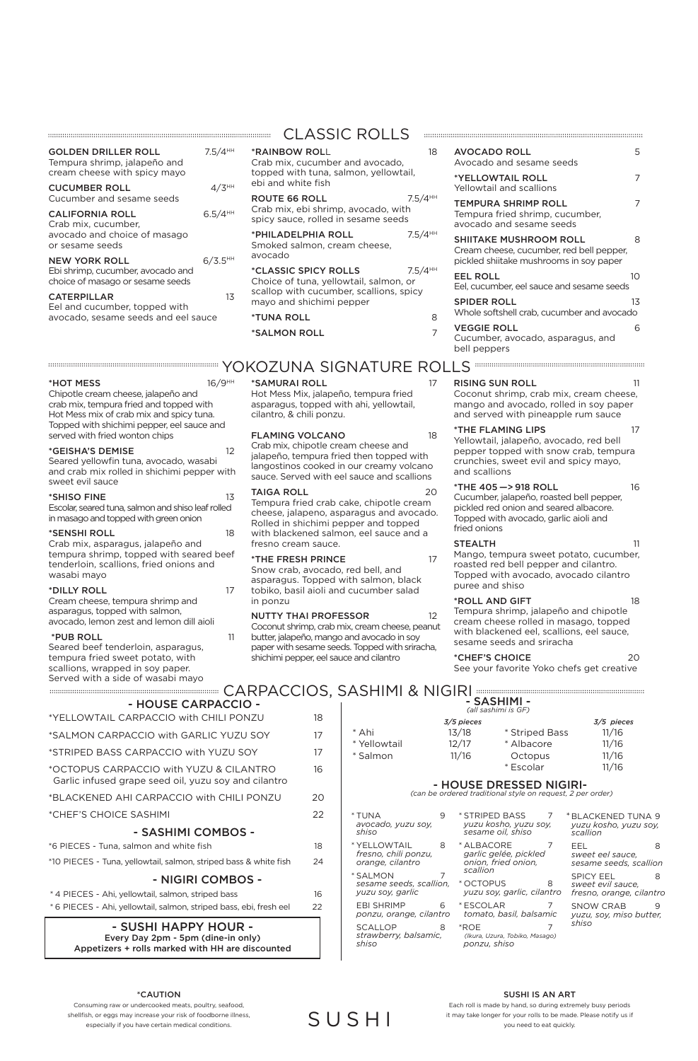## CLASSIC ROLLS

**GOLDEN DRILLER ROLL** 7.5/4[HH]
Tempura shrimp, jalapeño and cream cheese with spicy mayo

**CUCUMBER ROLL** 4/3[HH]
Cucumber and sesame seeds

**CALIFORNIA ROLL** 6.5/4[HH]
Crab mix, cucumber, avocado and choice of masago or sesame seeds

**NEW YORK ROLL** 6/3.5[HH]
Ebi shrimp, cucumber, avocado and choice of masago or sesame seeds

**CATERPILLAR** 13
Eel and cucumber, topped with avocado, sesame seeds and eel sauce

**\*RAINBOW ROLL** 18
Crab mix, cucumber and avocado, topped with tuna, salmon, yellowtail, ebi and white fish

**ROUTE 66 ROLL** 7.5/4[HH]
Crab mix, ebi shrimp, avocado, with spicy sauce, rolled in sesame seeds

**\*PHILADELPHIA ROLL** 7.5/4[HH]
Smoked salmon, cream cheese, avocado

**\*CLASSIC SPICY ROLLS** 7.5/4[HH]
Choice of tuna, yellowtail, salmon, or scallop with cucumber, scallions, spicy mayo and shichimi pepper

**\*TUNA ROLL** 8

**\*SALMON ROLL** 7

**AVOCADO ROLL** 5
Avocado and sesame seeds

**\*YELLOWTAIL ROLL** 7
Yellowtail and scallions

**TEMPURA SHRIMP ROLL** 7
Tempura fried shrimp, cucumber, avocado and sesame seeds

**SHIITAKE MUSHROOM ROLL** 8
Cream cheese, cucumber, red bell pepper, pickled shiitake mushrooms in soy paper

**EEL ROLL** 10
Eel, cucumber, eel sauce and sesame seeds

**SPIDER ROLL** 13
Whole softshell crab, cucumber and avocado

**VEGGIE ROLL** 6
Cucumber, avocado, asparagus, and bell peppers

## YOKOZUNA SIGNATURE ROLLS

**\*HOT MESS** 16/9[HH]
Chipotle cream cheese, jalapeño and crab mix, tempura fried and topped with Hot Mess mix of crab mix and spicy tuna. Topped with shichimi pepper, eel sauce and served with fried wonton chips

**\*GEISHA'S DEMISE** 12
Seared yellowfin tuna, avocado, wasabi and crab mix rolled in shichimi pepper with sweet evil sauce

**\*SHISO FINE** 13
Escolar, seared tuna, salmon and shiso leaf rolled in masago and topped with green onion

**\*SENSHI ROLL** 18
Crab mix, asparagus, jalapeño and tempura shrimp, topped with seared beef tenderloin, scallions, fried onions and wasabi mayo

**\*DILLY ROLL** 17
Cream cheese, tempura shrimp and asparagus, topped with salmon, avocado, lemon zest and lemon dill aioli

**\*PUB ROLL** 11
Seared beef tenderloin, asparagus, tempura fried sweet potato, with scallions, wrapped in soy paper. Served with a side of wasabi mayo

**\*SAMURAI ROLL** 17
Hot Mess Mix, jalapeño, tempura fried asparagus, topped with ahi, yellowtail, cilantro, & chili ponzu.

**FLAMING VOLCANO** 18
Crab mix, chipotle cream cheese and jalapeño, tempura fried then topped with langostinos cooked in our creamy volcano sauce. Served with eel sauce and scallions

**TAIGA ROLL** 20
Tempura fried crab cake, chipotle cream cheese, jalapeno, asparagus and avocado. Rolled in shichimi pepper and topped with blackened salmon, eel sauce and a fresno cream sauce.

**\*THE FRESH PRINCE** 17
Snow crab, avocado, red bell, and asparagus. Topped with salmon, black tobiko, basil aioli and cucumber salad in ponzu

**NUTTY THAI PROFESSOR** 12
Coconut shrimp, crab mix, cream cheese, peanut butter, jalapeño, mango and avocado in soy paper with sesame seeds. Topped with sriracha, shichimi pepper, eel sauce and cilantro

**RISING SUN ROLL** 11
Coconut shrimp, crab mix, cream cheese, mango and avocado, rolled in soy paper and served with pineapple rum sauce

**\*THE FLAMING LIPS** 17
Yellowtail, jalapeño, avocado, red bell pepper topped with snow crab, tempura crunchies, sweet evil and spicy mayo, and scallions

**\*THE 405 —> 918 ROLL** 16
Cucumber, jalapeño, roasted bell pepper, pickled red onion and seared albacore. Topped with avocado, garlic aioli and fried onions

**STEALTH** 11
Mango, tempura sweet potato, cucumber, roasted red bell pepper and cilantro. Topped with avocado, avocado cilantro puree and shiso

**\*ROLL AND GIFT** 18
Tempura shrimp, jalapeño and chipotle cream cheese rolled in masago, topped with blackened eel, scallions, eel sauce, sesame seeds and sriracha

**\*CHEF'S CHOICE** 20
See your favorite Yoko chefs get creative

## CARPACCIOS, SASHIMI & NIGIRI

### - HOUSE CARPACCIO -

| | |
|---|---|
| \*YELLOWTAIL CARPACCIO with CHILI PONZU | 18 |
| \*SALMON CARPACCIO with GARLIC YUZU SOY | 17 |
| \*STRIPED BASS CARPACCIO with YUZU SOY | 17 |
| \*OCTOPUS CARPACCIO with YUZU & CILANTRO<br>Garlic infused grape seed oil, yuzu soy and cilantro | 16 |
| \*BLACKENED AHI CARPACCIO with CHILI PONZU | 20 |
| \*CHEF'S CHOICE SASHIMI | 22 |

### - SASHIMI COMBOS -

| | |
|---|---|
| \*6 PIECES - Tuna, salmon and white fish | 18 |
| \*10 PIECES - Tuna, yellowtail, salmon, striped bass & white fish | 24 |

### - NIGIRI COMBOS -

| | |
|---|---|
| \* 4 PIECES - Ahi, yellowtail, salmon, striped bass | 16 |
| \* 6 PIECES - Ahi, yellowtail, salmon, striped bass, ebi, fresh eel | 22 |

**- SUSHI HAPPY HOUR -**
Every Day 2pm - 5pm (dine-in only)
Appetizers + rolls marked with HH are discounted

### - SASHIMI -
*(all sashimi is GF)*

| | 3/5 pieces | | 3/5 pieces |
|---|---|---|---|
| \* Ahi | 13/18 | \* Striped Bass | 11/16 |
| \* Yellowtail | 12/17 | \* Albacore | 11/16 |
| \* Salmon | 11/16 | Octopus | 11/16 |
| | | \* Escolar | 11/16 |

### - HOUSE DRESSED NIGIRI-
*(can be ordered traditional style on request, 2 per order)*

\* TUNA 9
*avocado, yuzu soy, shiso*

\* YELLOWTAIL 8
*fresno, chili ponzu, orange, cilantro*

\* SALMON 7
*sesame seeds, scallion, yuzu soy, garlic*

EBI SHRIMP 6
*ponzu, orange, cilantro*

SCALLOP 8
*strawberry, balsamic, shiso*

\* STRIPED BASS 7
*yuzu kosho, yuzu soy, sesame oil, shiso*

\* ALBACORE 7
*garlic gelée, pickled onion, fried onion, scallion*

\* OCTOPUS 8
*yuzu soy, garlic, cilantro*

\* ESCOLAR 7
*tomato, basil, balsamic*

\*ROE 7
*(Ikura, Uzura, Tobiko, Masago) ponzu, shiso*

\* BLACKENED TUNA 9
*yuzu kosho, yuzu soy, scallion*

EEL 8
*sweet eel sauce, sesame seeds, scallion*

SPICY EEL 8
*sweet evil sauce, fresno, orange, cilantro*

SNOW CRAB 9
*yuzu, soy, miso butter, shiso*

**\*CAUTION**
Consuming raw or undercooked meats, poultry, seafood, shellfish, or eggs may increase your risk of foodborne illness, especially if you have certain medical conditions.

SUSHI

**SUSHI IS AN ART**
Each roll is made by hand, so during extremely busy periods it may take longer for your rolls to be made. Please notify us if you need to eat quickly.